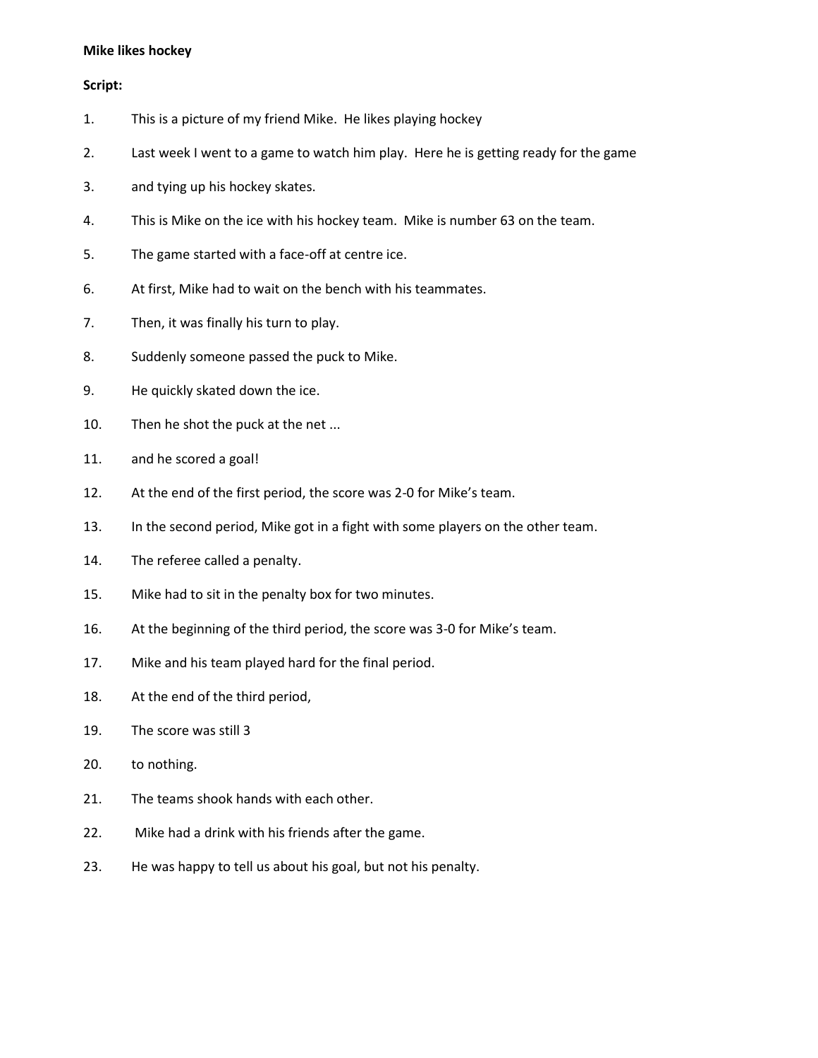**Mike likes hockey**

**Script:**

1. This is a picture of my friend Mike. He likes playing hockey
2. Last week I went to a game to watch him play. Here he is getting ready for the game
3. and tying up his hockey skates.
4. This is Mike on the ice with his hockey team. Mike is number 63 on the team.
5. The game started with a face-off at centre ice.
6. At first, Mike had to wait on the bench with his teammates.
7. Then, it was finally his turn to play.
8. Suddenly someone passed the puck to Mike.
9. He quickly skated down the ice.
10. Then he shot the puck at the net ...
11. and he scored a goal!
12. At the end of the first period, the score was 2-0 for Mike's team.
13. In the second period, Mike got in a fight with some players on the other team.
14. The referee called a penalty.
15. Mike had to sit in the penalty box for two minutes.
16. At the beginning of the third period, the score was 3-0 for Mike's team.
17. Mike and his team played hard for the final period.
18. At the end of the third period,
19. The score was still 3
20. to nothing.
21. The teams shook hands with each other.
22. Mike had a drink with his friends after the game.
23. He was happy to tell us about his goal, but not his penalty.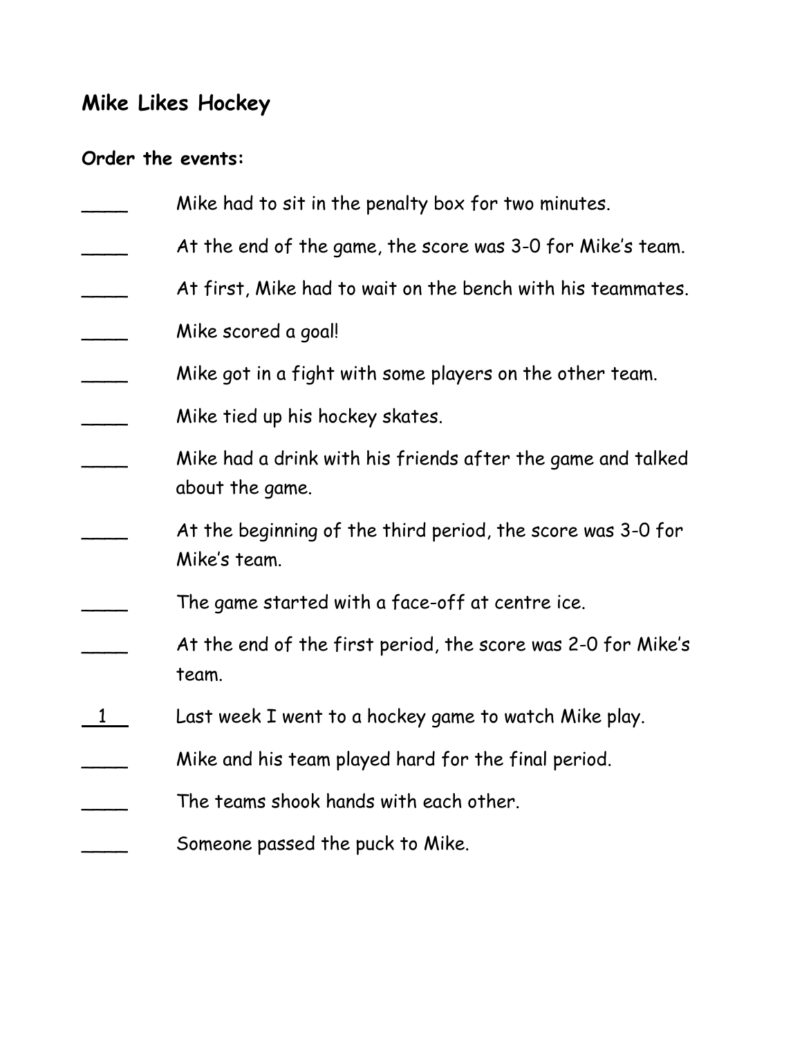## Mike Likes Hockey

**Order the events:**

____ Mike had to sit in the penalty box for two minutes.

____ At the end of the game, the score was 3-0 for Mike's team.

____ At first, Mike had to wait on the bench with his teammates.

____ Mike scored a goal!

____ Mike got in a fight with some players on the other team.

____ Mike tied up his hockey skates.

____ Mike had a drink with his friends after the game and talked about the game.

____ At the beginning of the third period, the score was 3-0 for Mike's team.

____ The game started with a face-off at centre ice.

____ At the end of the first period, the score was 2-0 for Mike's team.

_1_ Last week I went to a hockey game to watch Mike play.

____ Mike and his team played hard for the final period.

____ The teams shook hands with each other.

____ Someone passed the puck to Mike.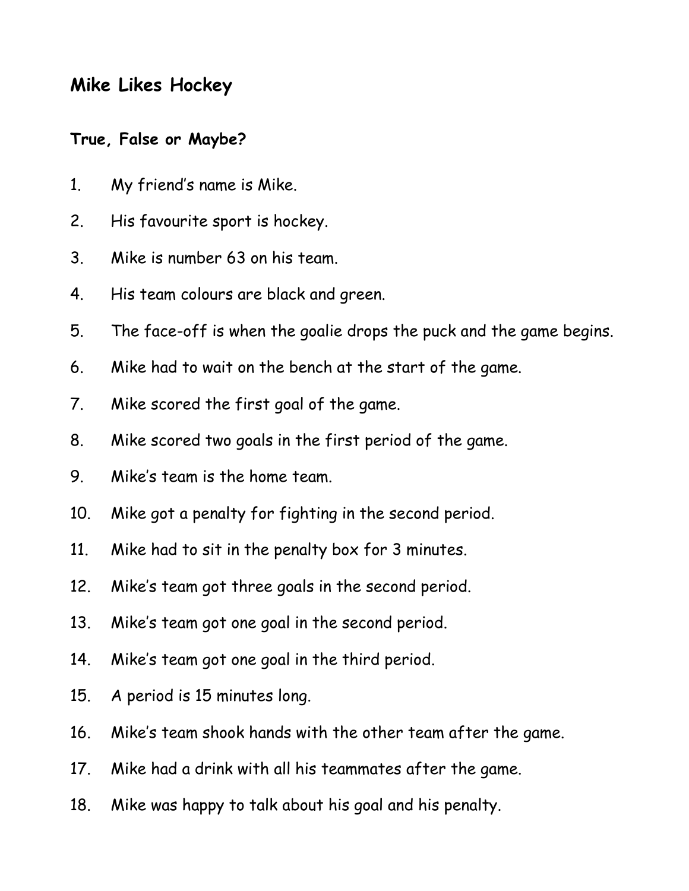# Mike Likes Hockey

## True, False or Maybe?

1. My friend's name is Mike.
2. His favourite sport is hockey.
3. Mike is number 63 on his team.
4. His team colours are black and green.
5. The face-off is when the goalie drops the puck and the game begins.
6. Mike had to wait on the bench at the start of the game.
7. Mike scored the first goal of the game.
8. Mike scored two goals in the first period of the game.
9. Mike's team is the home team.
10. Mike got a penalty for fighting in the second period.
11. Mike had to sit in the penalty box for 3 minutes.
12. Mike's team got three goals in the second period.
13. Mike's team got one goal in the second period.
14. Mike's team got one goal in the third period.
15. A period is 15 minutes long.
16. Mike's team shook hands with the other team after the game.
17. Mike had a drink with all his teammates after the game.
18. Mike was happy to talk about his goal and his penalty.